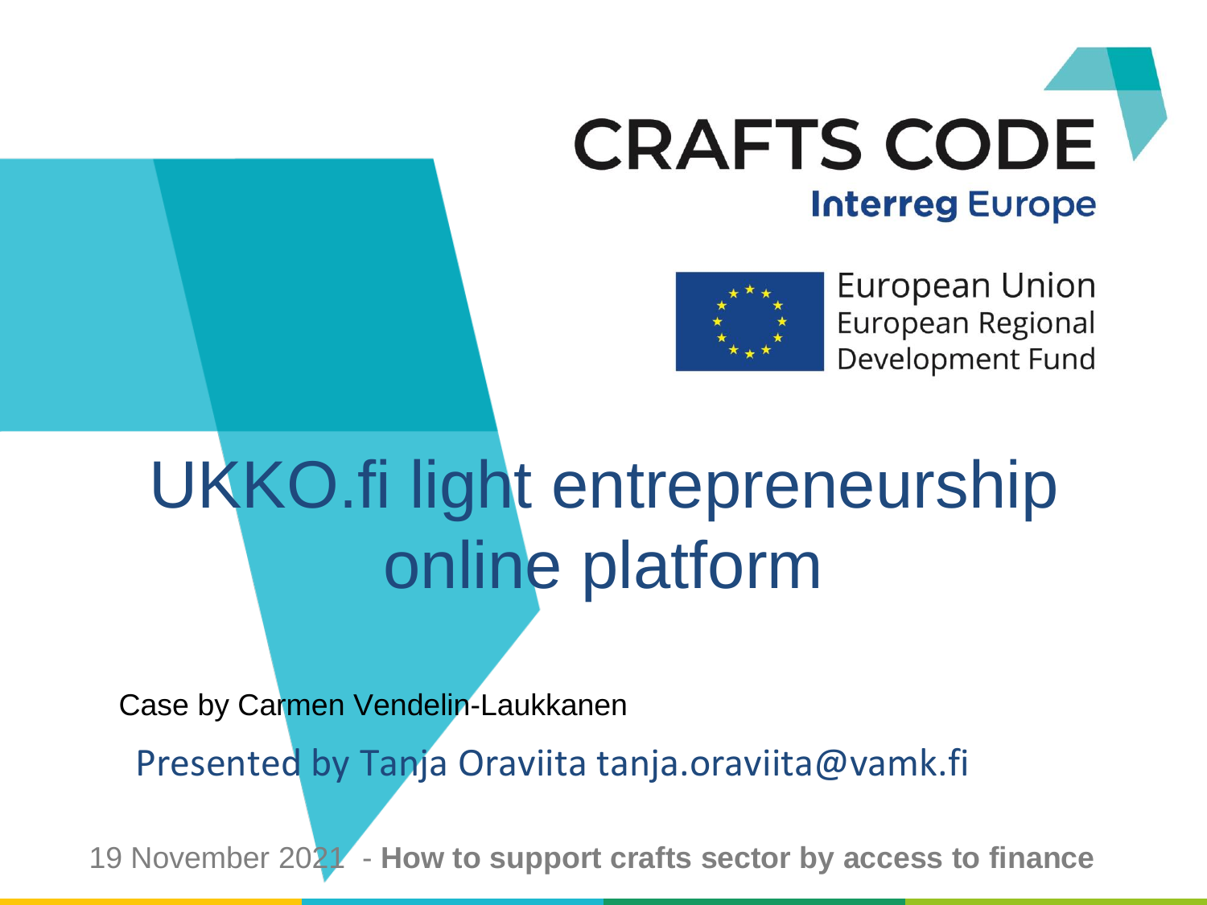CRAFTS CODE

Interreg Europe

European Union
European Regional
Development Fund

# UKKO.fi light entrepreneurship online platform

Case by Carmen Vendelin-Laukkanen

Presented by Tanja Oraviita tanja.oraviita@vamk.fi

19 November 2021 - **How to support crafts sector by access to finance**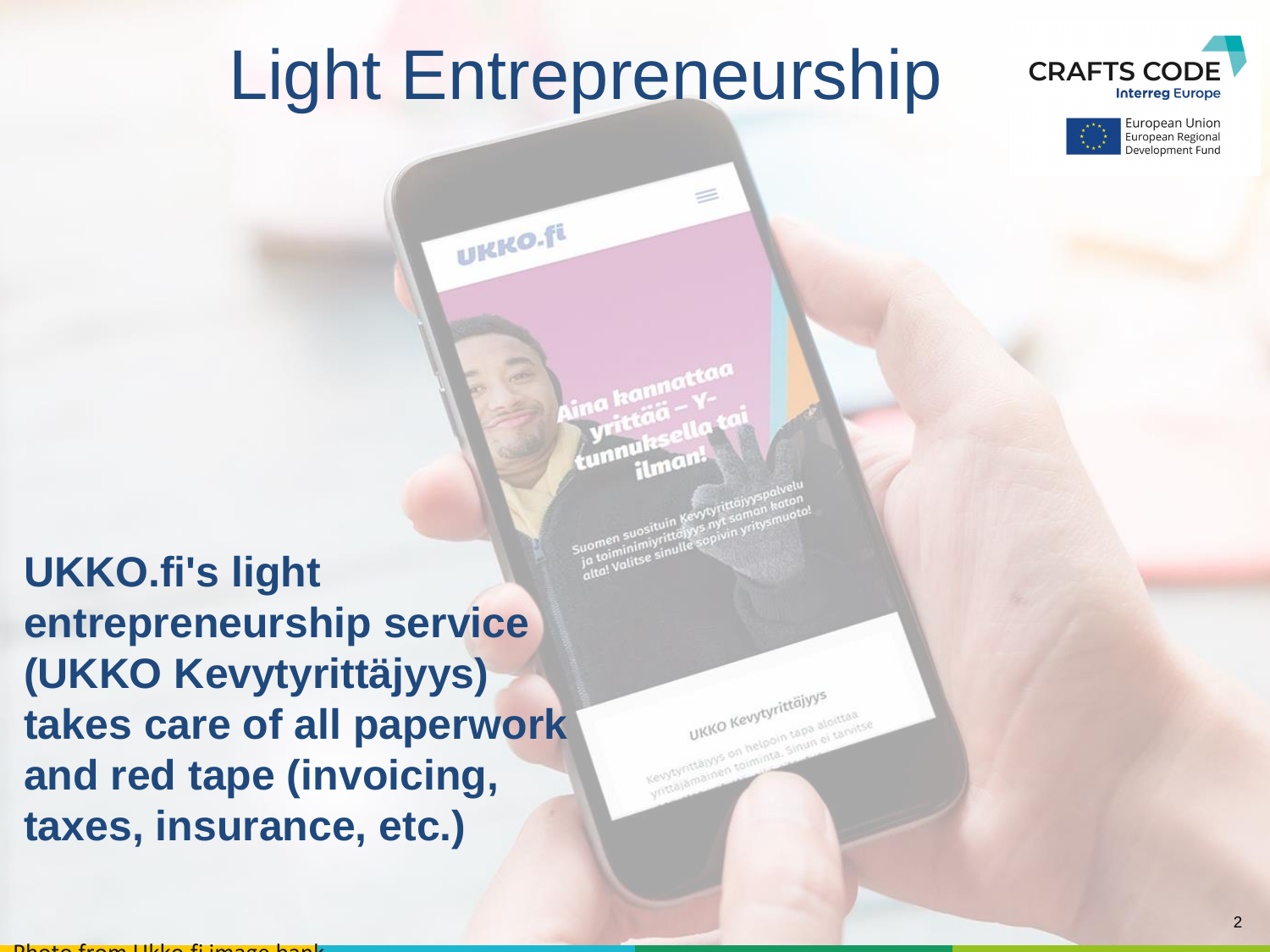# Light Entrepreneurship

CRAFTS CODE
Interreg Europe

European Union
European Regional Development Fund

**UKKO.fi's light entrepreneurship service (UKKO Kevytyrittäjyys) takes care of all paperwork and red tape (invoicing, taxes, insurance, etc.)**

Photo from Ukko.fi image bank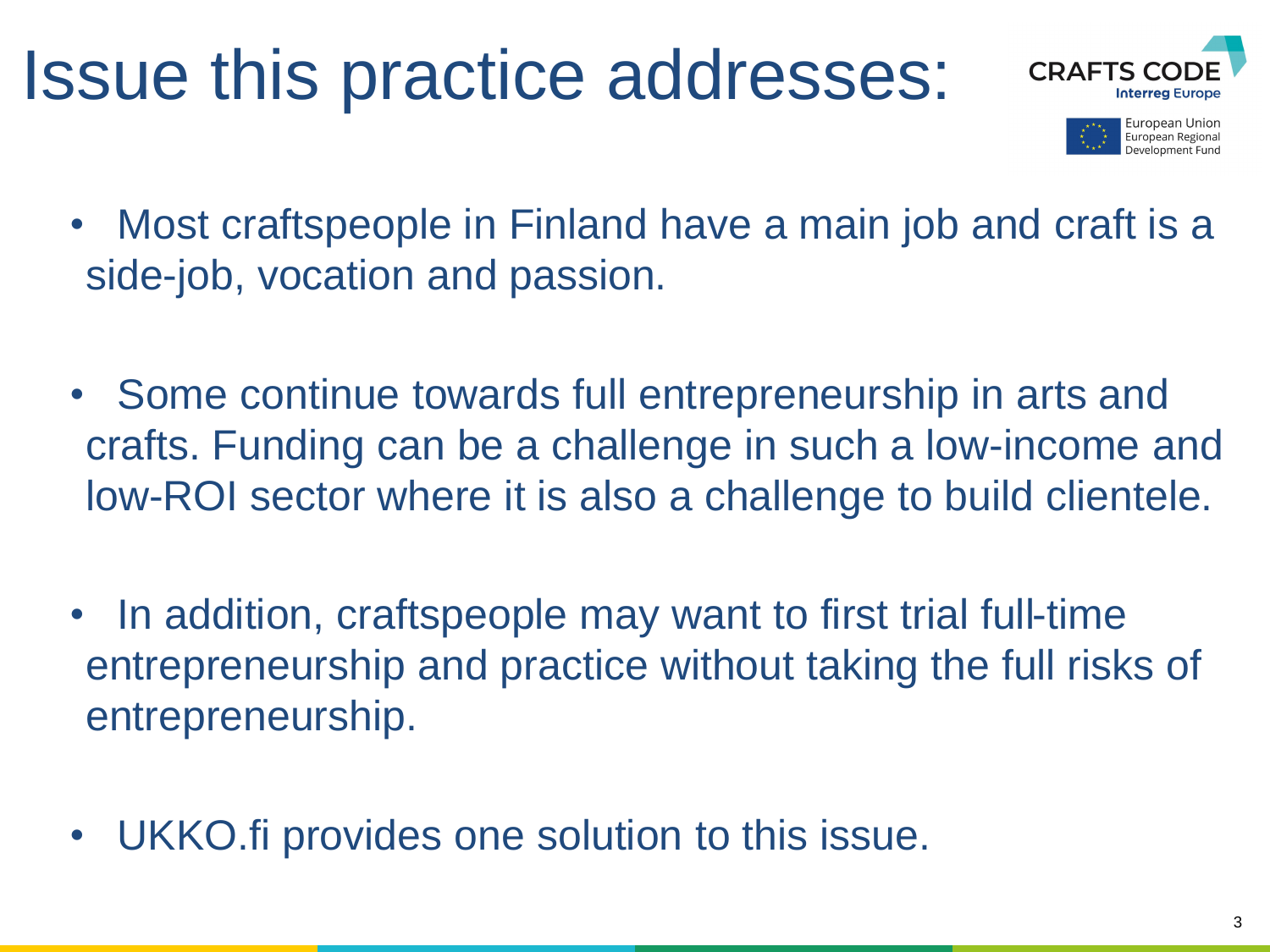# Issue this practice addresses:

- Most craftspeople in Finland have a main job and craft is a side-job, vocation and passion.
- Some continue towards full entrepreneurship in arts and crafts. Funding can be a challenge in such a low-income and low-ROI sector where it is also a challenge to build clientele.
- In addition, craftspeople may want to first trial full-time entrepreneurship and practice without taking the full risks of entrepreneurship.
- UKKO.fi provides one solution to this issue.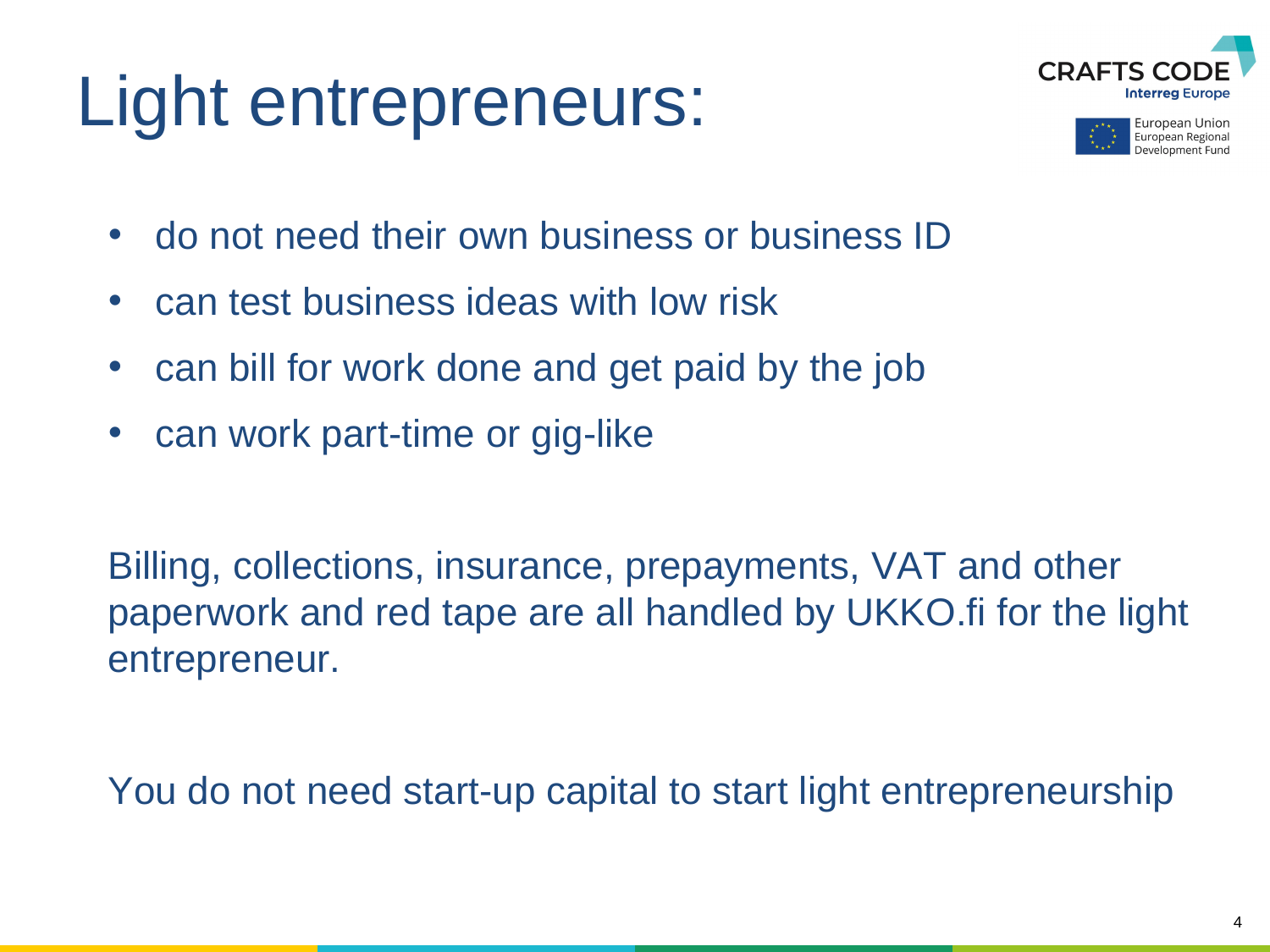# Light entrepreneurs:

- do not need their own business or business ID
- can test business ideas with low risk
- can bill for work done and get paid by the job
- can work part-time or gig-like

Billing, collections, insurance, prepayments, VAT and other paperwork and red tape are all handled by UKKO.fi for the light entrepreneur.

You do not need start-up capital to start light entrepreneurship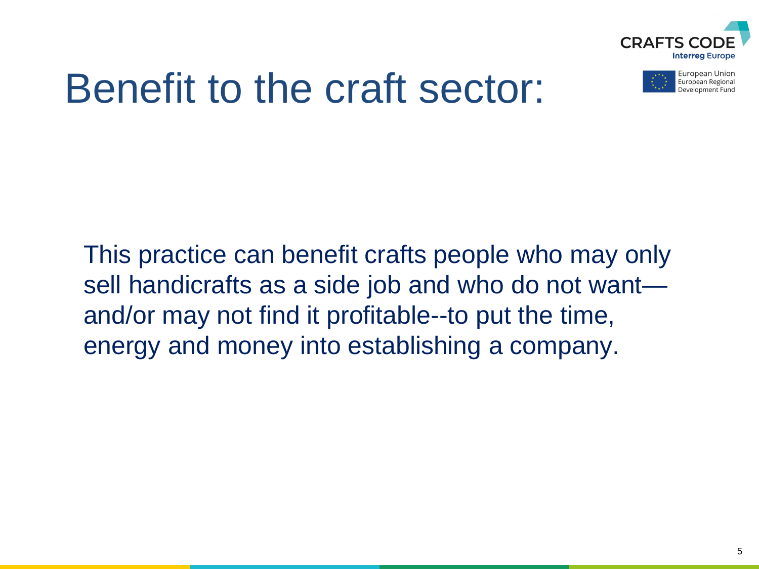# Benefit to the craft sector:

This practice can benefit crafts people who may only sell handicrafts as a side job and who do not want—and/or may not find it profitable--to put the time, energy and money into establishing a company.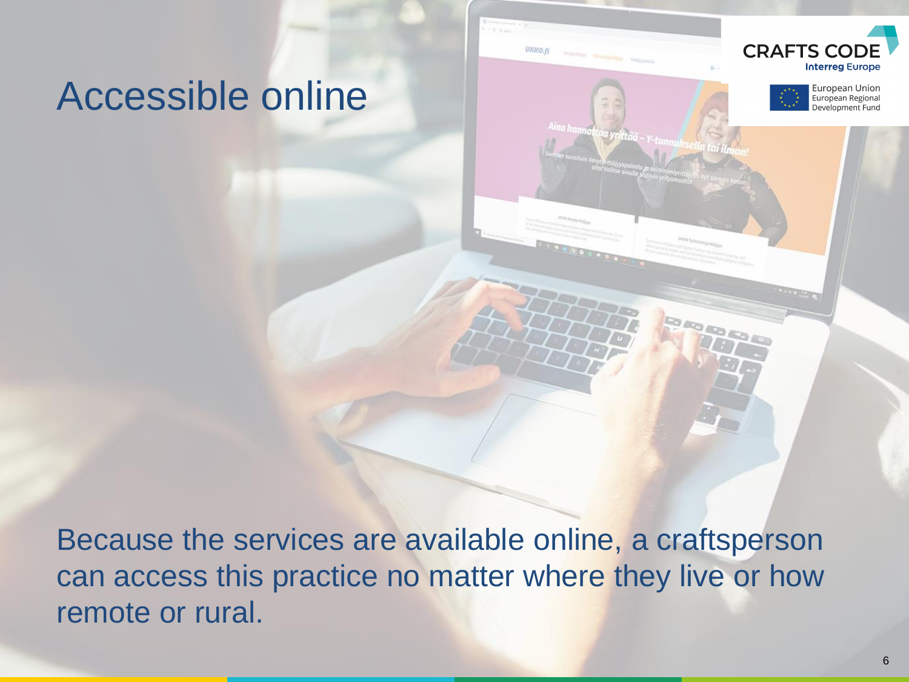# Accessible online

Because the services are available online, a craftsperson can access this practice no matter where they live or how remote or rural.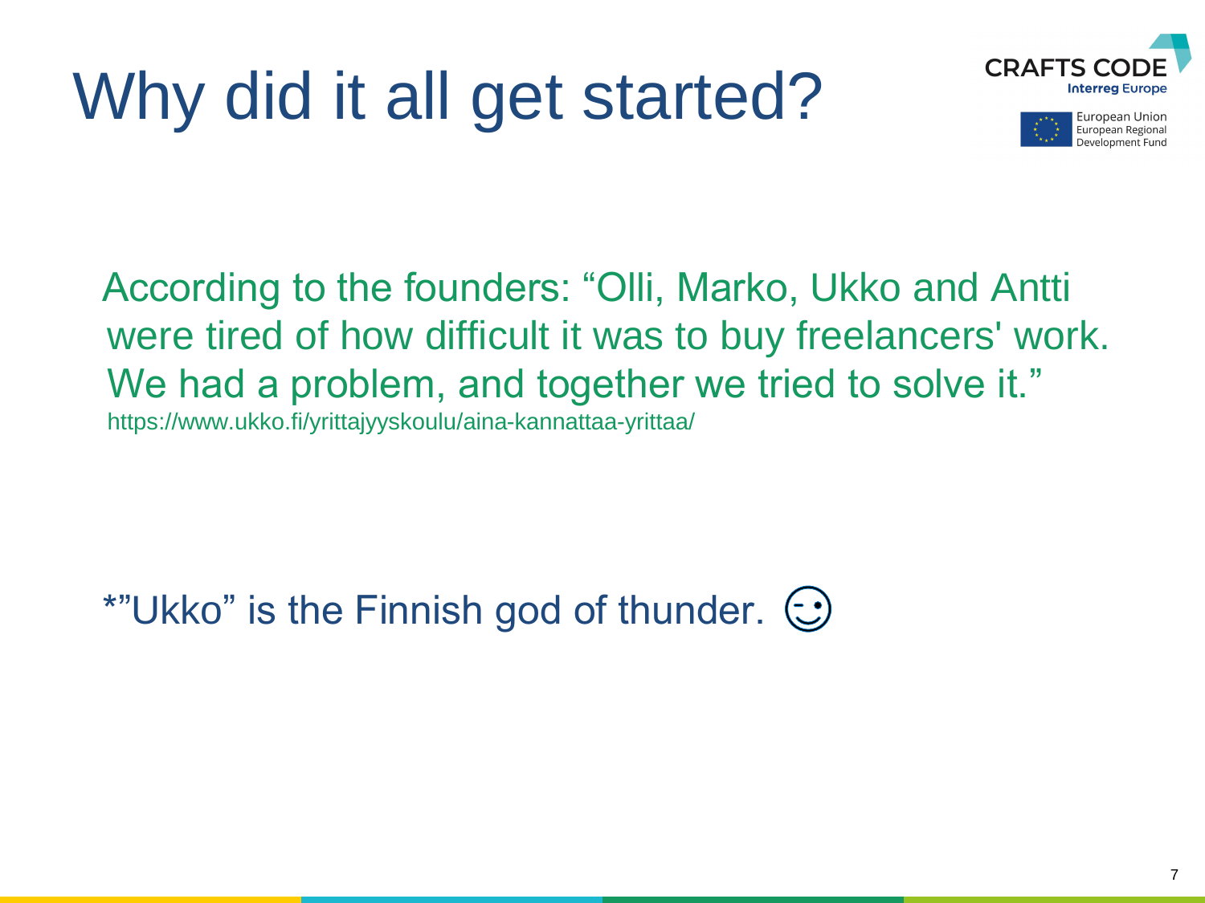# Why did it all get started?

According to the founders: “Olli, Marko, Ukko and Antti were tired of how difficult it was to buy freelancers' work. We had a problem, and together we tried to solve it.”
https://www.ukko.fi/yrittajyyskoulu/aina-kannattaa-yrittaa/

*”Ukko” is the Finnish god of thunder. 😉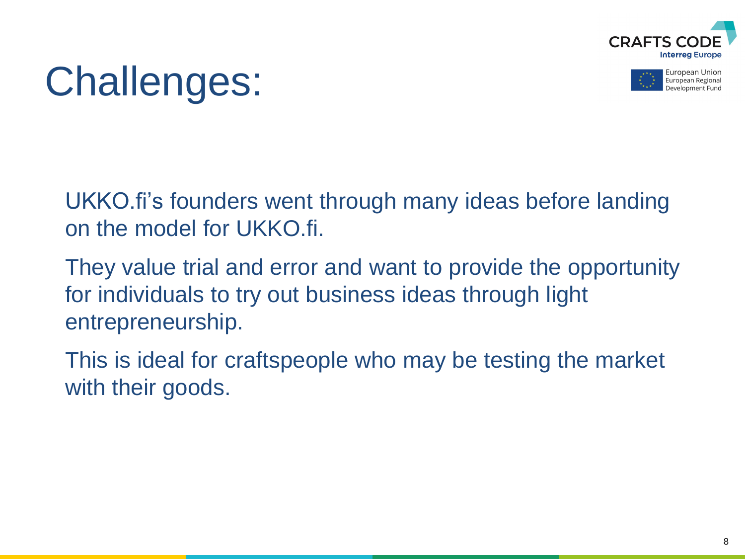# Challenges:

UKKO.fi's founders went through many ideas before landing on the model for UKKO.fi.

They value trial and error and want to provide the opportunity for individuals to try out business ideas through light entrepreneurship.

This is ideal for craftspeople who may be testing the market with their goods.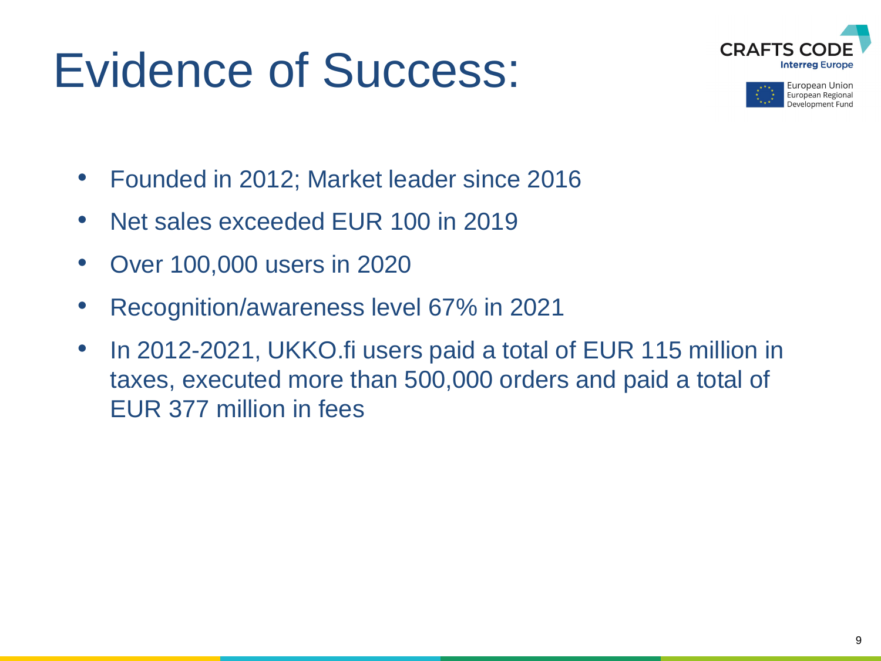# Evidence of Success:

CRAFTS CODE
Interreg Europe

European Union
European Regional
Development Fund

- Founded in 2012; Market leader since 2016
- Net sales exceeded EUR 100 in 2019
- Over 100,000 users in 2020
- Recognition/awareness level 67% in 2021
- In 2012-2021, UKKO.fi users paid a total of EUR 115 million in taxes, executed more than 500,000 orders and paid a total of EUR 377 million in fees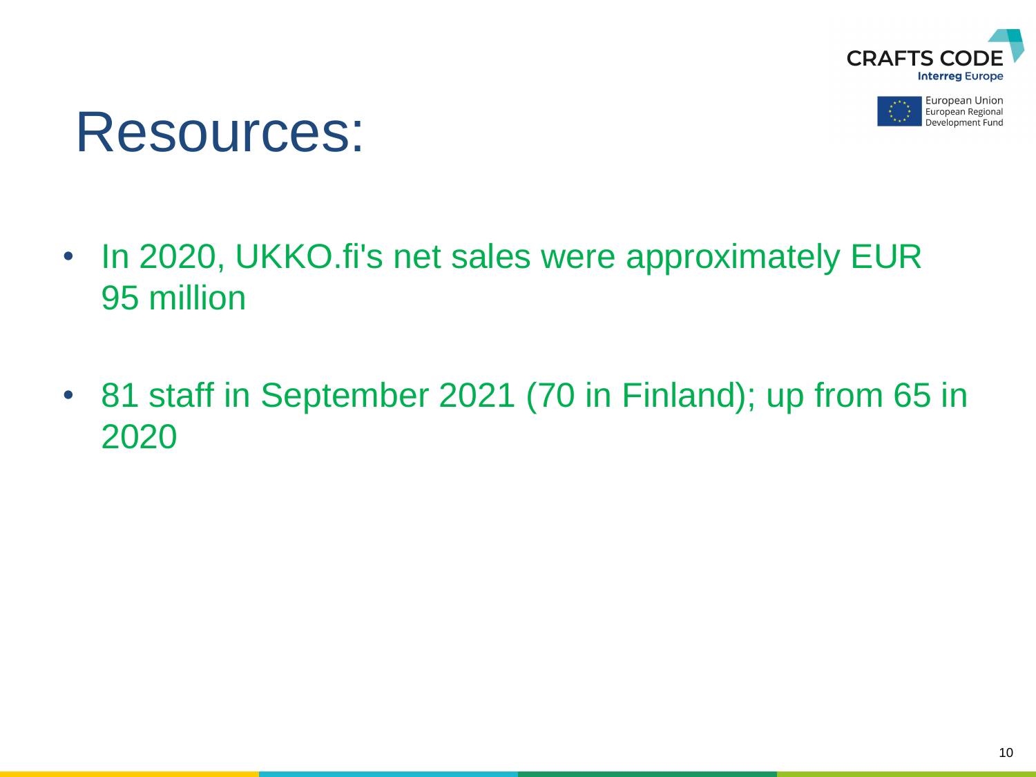# Resources:

- In 2020, UKKO.fi's net sales were approximately EUR 95 million
- 81 staff in September 2021 (70 in Finland); up from 65 in 2020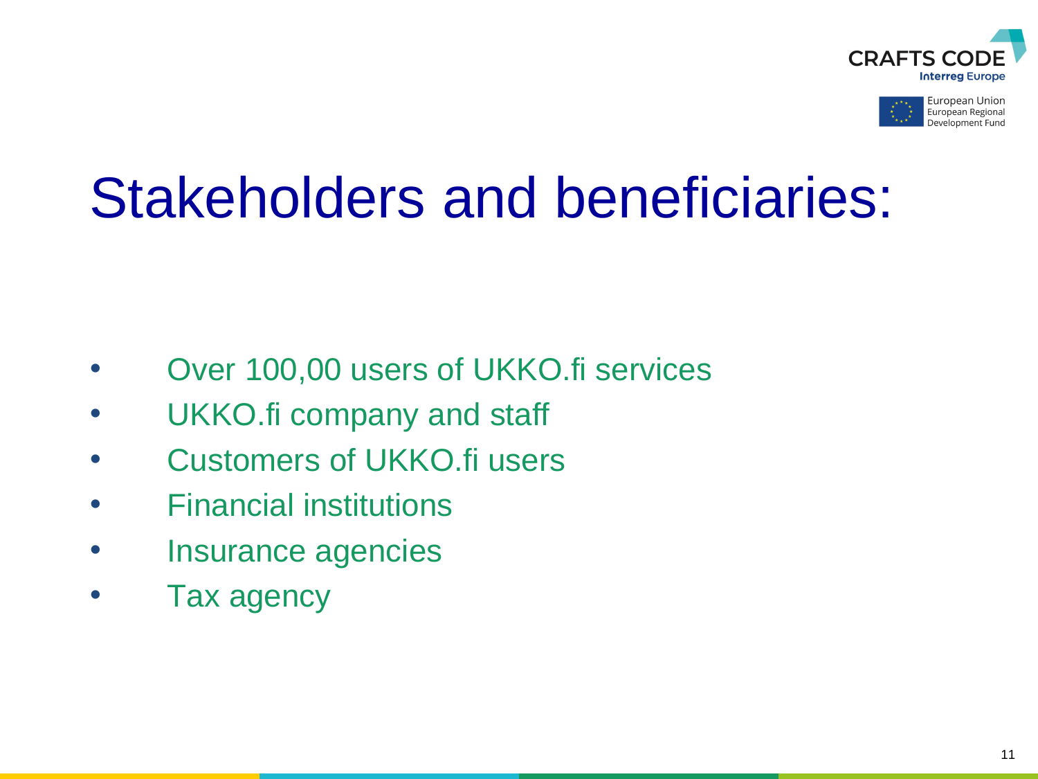# Stakeholders and beneficiaries:

- Over 100,00 users of UKKO.fi services
- UKKO.fi company and staff
- Customers of UKKO.fi users
- Financial institutions
- Insurance agencies
- Tax agency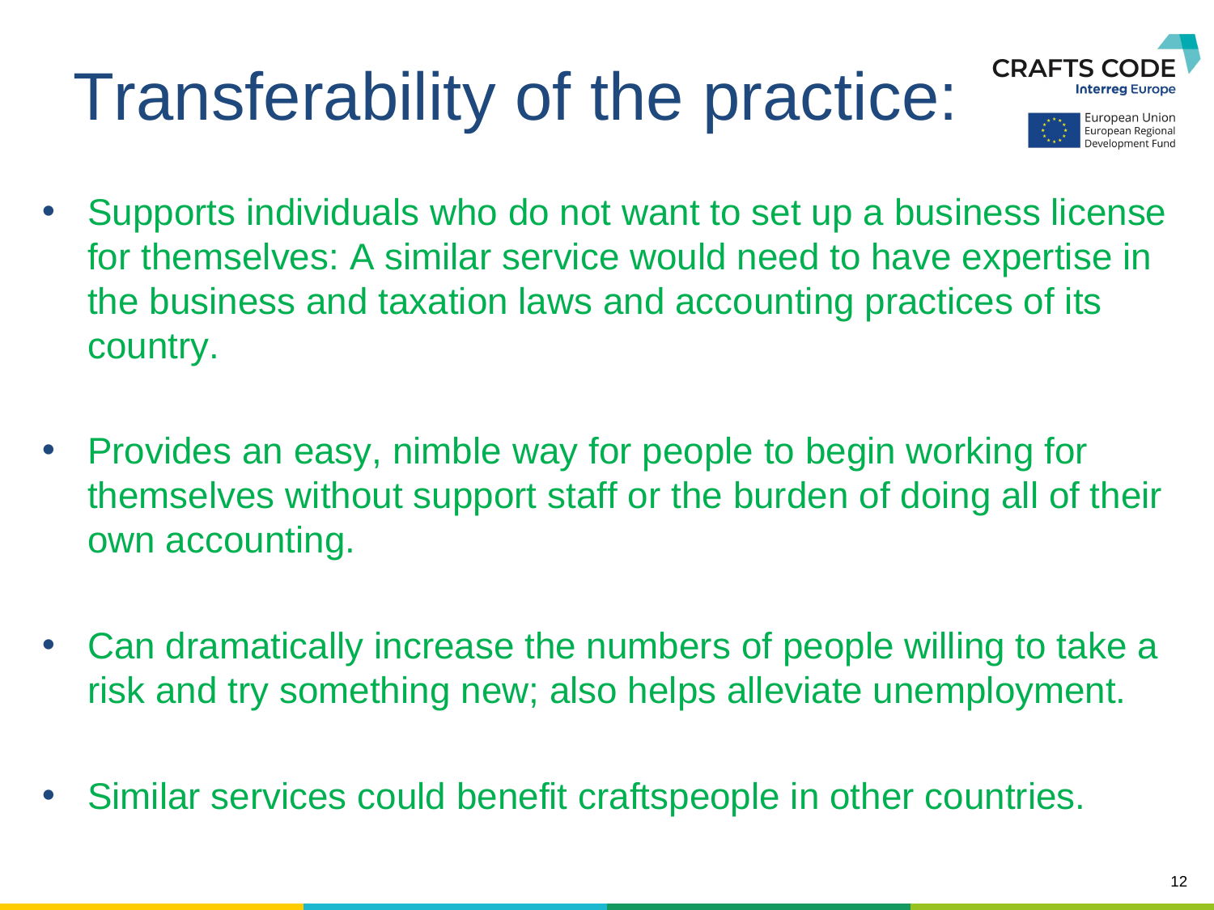# Transferability of the practice:

- Supports individuals who do not want to set up a business license for themselves: A similar service would need to have expertise in the business and taxation laws and accounting practices of its country.
- Provides an easy, nimble way for people to begin working for themselves without support staff or the burden of doing all of their own accounting.
- Can dramatically increase the numbers of people willing to take a risk and try something new; also helps alleviate unemployment.
- Similar services could benefit craftspeople in other countries.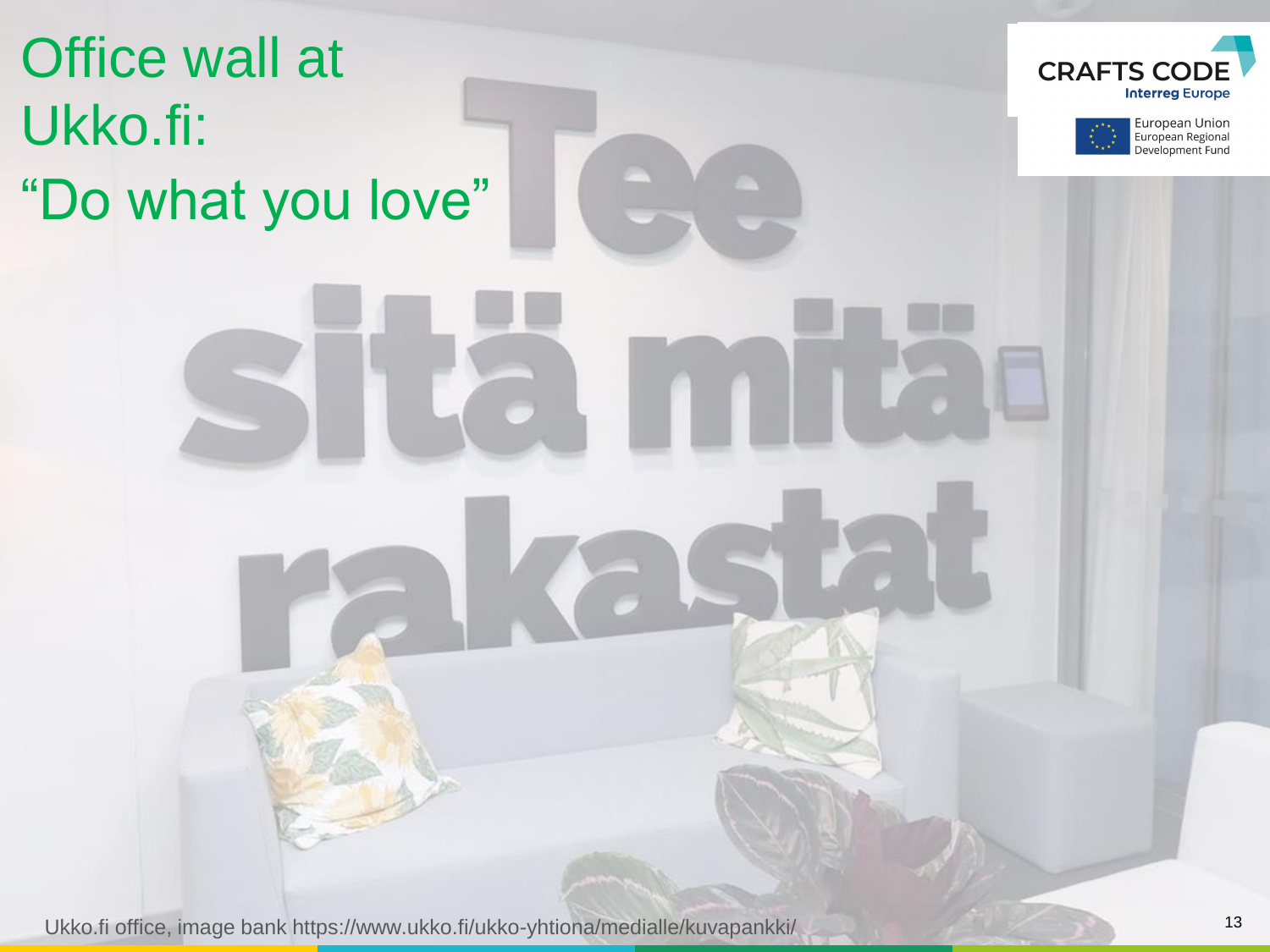# Office wall at Ukko.fi: "Do what you love"

Tee sitä mitä rakastat

Ukko.fi office, image bank https://www.ukko.fi/ukko-yhtiona/medialle/kuvapankki/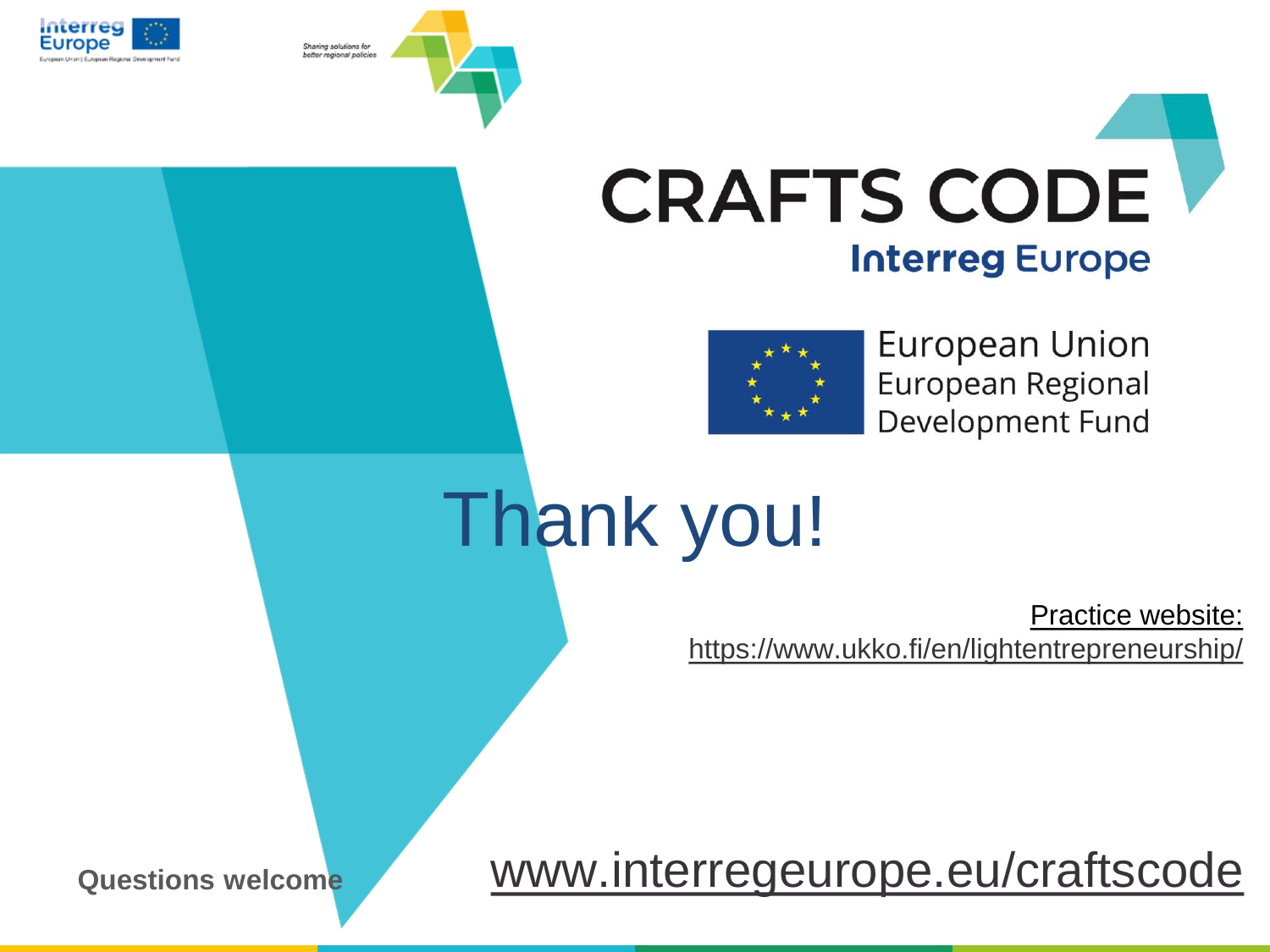Interreg Europe

Sharing solutions for better regional policies

# CRAFTS CODE

**Interreg Europe**

European Union
European Regional Development Fund

# Thank you!

Practice website:
https://www.ukko.fi/en/lightentrepreneurship/

**Questions welcome**

www.interregeurope.eu/craftscode